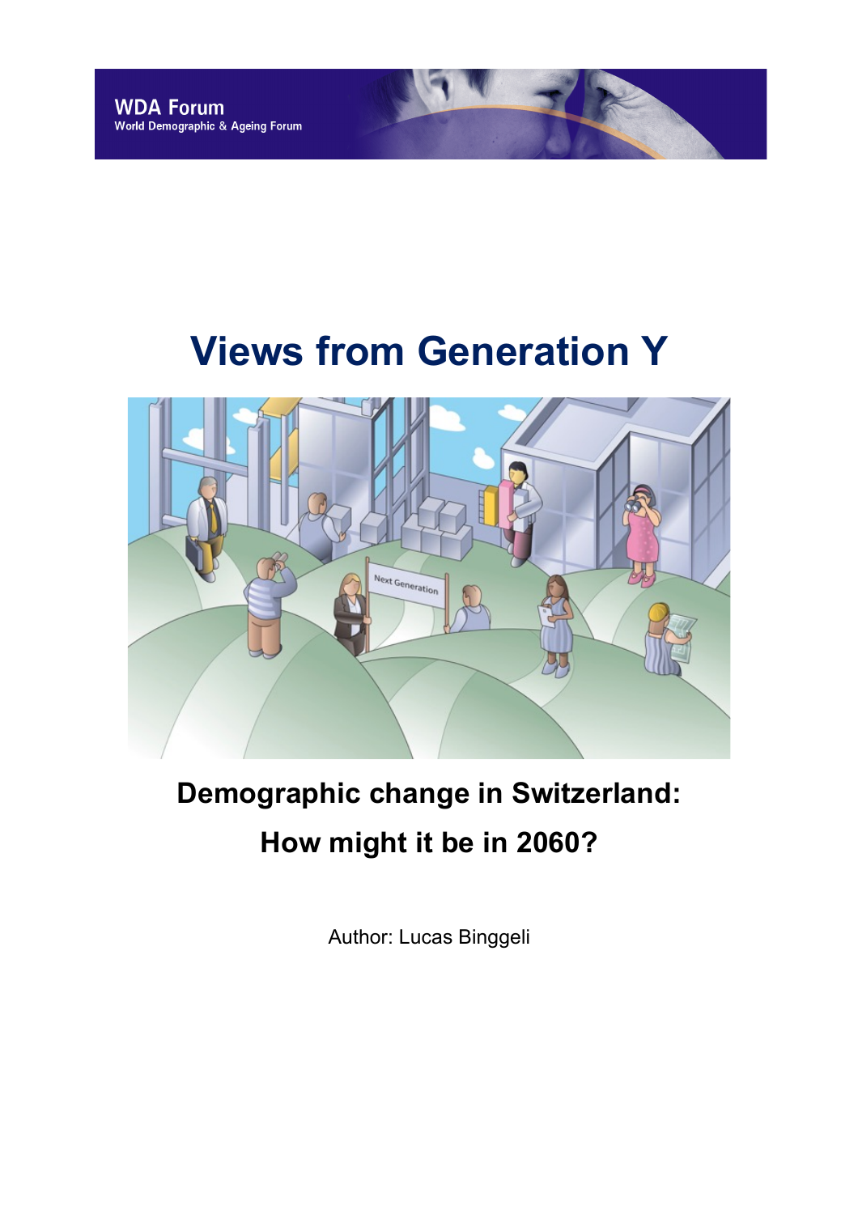WDA Forum
World Demographic & Ageing Forum

# Views from Generation Y

## Demographic change in Switzerland: How might it be in 2060?

Author: Lucas Binggeli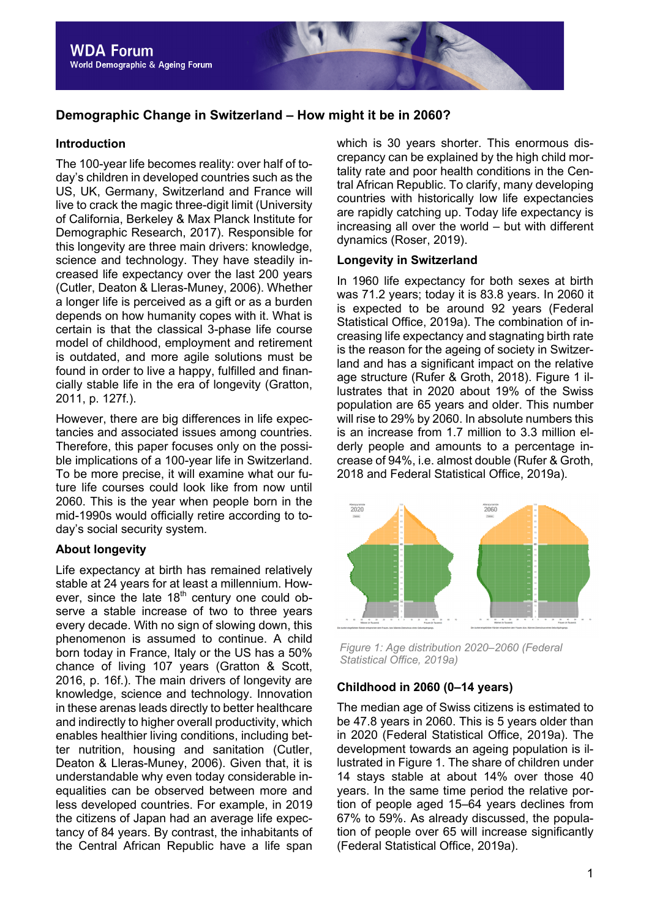# WDA Forum
World Demographic & Ageing Forum

## Demographic Change in Switzerland – How might it be in 2060?

### Introduction

The 100-year life becomes reality: over half of today's children in developed countries such as the US, UK, Germany, Switzerland and France will live to crack the magic three-digit limit (University of California, Berkeley & Max Planck Institute for Demographic Research, 2017). Responsible for this longevity are three main drivers: knowledge, science and technology. They have steadily increased life expectancy over the last 200 years (Cutler, Deaton & Lleras-Muney, 2006). Whether a longer life is perceived as a gift or as a burden depends on how humanity copes with it. What is certain is that the classical 3-phase life course model of childhood, employment and retirement is outdated, and more agile solutions must be found in order to live a happy, fulfilled and financially stable life in the era of longevity (Gratton, 2011, p. 127f.).

However, there are big differences in life expectancies and associated issues among countries. Therefore, this paper focuses only on the possible implications of a 100-year life in Switzerland. To be more precise, it will examine what our future life courses could look like from now until 2060. This is the year when people born in the mid-1990s would officially retire according to today's social security system.

### About longevity

Life expectancy at birth has remained relatively stable at 24 years for at least a millennium. However, since the late 18th century one could observe a stable increase of two to three years every decade. With no sign of slowing down, this phenomenon is assumed to continue. A child born today in France, Italy or the US has a 50% chance of living 107 years (Gratton & Scott, 2016, p. 16f.). The main drivers of longevity are knowledge, science and technology. Innovation in these arenas leads directly to better healthcare and indirectly to higher overall productivity, which enables healthier living conditions, including better nutrition, housing and sanitation (Cutler, Deaton & Lleras-Muney, 2006). Given that, it is understandable why even today considerable inequalities can be observed between more and less developed countries. For example, in 2019 the citizens of Japan had an average life expectancy of 84 years. By contrast, the inhabitants of the Central African Republic have a life span which is 30 years shorter. This enormous discrepancy can be explained by the high child mortality rate and poor health conditions in the Central African Republic. To clarify, many developing countries with historically low life expectancies are rapidly catching up. Today life expectancy is increasing all over the world – but with different dynamics (Roser, 2019).

### Longevity in Switzerland

In 1960 life expectancy for both sexes at birth was 71.2 years; today it is 83.8 years. In 2060 it is expected to be around 92 years (Federal Statistical Office, 2019a). The combination of increasing life expectancy and stagnating birth rate is the reason for the ageing of society in Switzerland and has a significant impact on the relative age structure (Rufer & Groth, 2018). Figure 1 illustrates that in 2020 about 19% of the Swiss population are 65 years and older. This number will rise to 29% by 2060. In absolute numbers this is an increase from 1.7 million to 3.3 million elderly people and amounts to a percentage increase of 94%, i.e. almost double (Rufer & Groth, 2018 and Federal Statistical Office, 2019a).

*Figure 1: Age distribution 2020–2060 (Federal Statistical Office, 2019a)*

### Childhood in 2060 (0–14 years)

The median age of Swiss citizens is estimated to be 47.8 years in 2060. This is 5 years older than in 2020 (Federal Statistical Office, 2019a). The development towards an ageing population is illustrated in Figure 1. The share of children under 14 stays stable at about 14% over those 40 years. In the same time period the relative portion of people aged 15–64 years declines from 67% to 59%. As already discussed, the population of people over 65 will increase significantly (Federal Statistical Office, 2019a).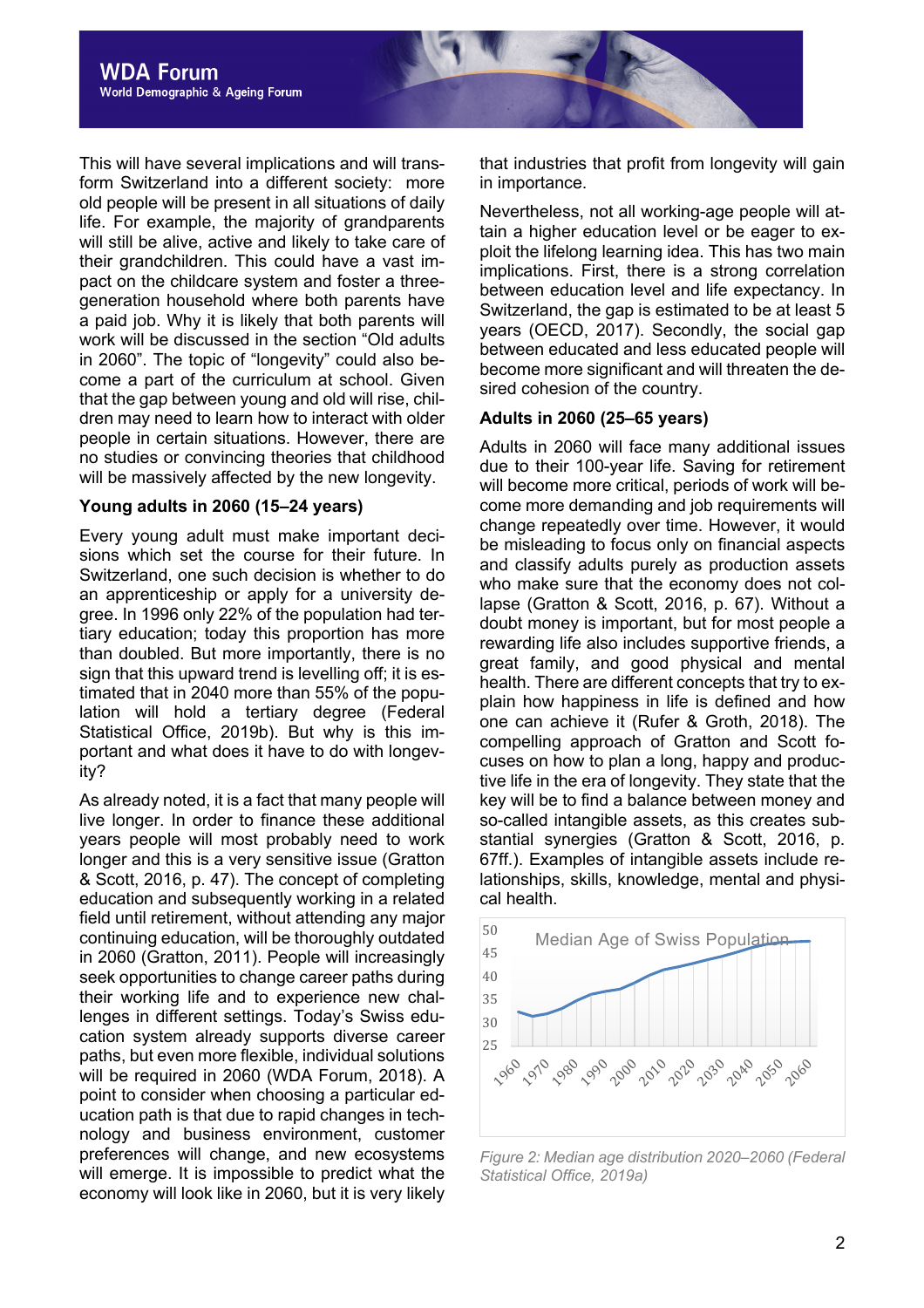This will have several implications and will transform Switzerland into a different society: more old people will be present in all situations of daily life. For example, the majority of grandparents will still be alive, active and likely to take care of their grandchildren. This could have a vast impact on the childcare system and foster a three-generation household where both parents have a paid job. Why it is likely that both parents will work will be discussed in the section "Old adults in 2060". The topic of "longevity" could also become a part of the curriculum at school. Given that the gap between young and old will rise, children may need to learn how to interact with older people in certain situations. However, there are no studies or convincing theories that childhood will be massively affected by the new longevity.

### Young adults in 2060 (15–24 years)

Every young adult must make important decisions which set the course for their future. In Switzerland, one such decision is whether to do an apprenticeship or apply for a university degree. In 1996 only 22% of the population had tertiary education; today this proportion has more than doubled. But more importantly, there is no sign that this upward trend is levelling off; it is estimated that in 2040 more than 55% of the population will hold a tertiary degree (Federal Statistical Office, 2019b). But why is this important and what does it have to do with longevity?

As already noted, it is a fact that many people will live longer. In order to finance these additional years people will most probably need to work longer and this is a very sensitive issue (Gratton & Scott, 2016, p. 47). The concept of completing education and subsequently working in a related field until retirement, without attending any major continuing education, will be thoroughly outdated in 2060 (Gratton, 2011). People will increasingly seek opportunities to change career paths during their working life and to experience new challenges in different settings. Today's Swiss education system already supports diverse career paths, but even more flexible, individual solutions will be required in 2060 (WDA Forum, 2018). A point to consider when choosing a particular education path is that due to rapid changes in technology and business environment, customer preferences will change, and new ecosystems will emerge. It is impossible to predict what the economy will look like in 2060, but it is very likely that industries that profit from longevity will gain in importance.

Nevertheless, not all working-age people will attain a higher education level or be eager to exploit the lifelong learning idea. This has two main implications. First, there is a strong correlation between education level and life expectancy. In Switzerland, the gap is estimated to be at least 5 years (OECD, 2017). Secondly, the social gap between educated and less educated people will become more significant and will threaten the desired cohesion of the country.

### Adults in 2060 (25–65 years)

Adults in 2060 will face many additional issues due to their 100-year life. Saving for retirement will become more critical, periods of work will become more demanding and job requirements will change repeatedly over time. However, it would be misleading to focus only on financial aspects and classify adults purely as production assets who make sure that the economy does not collapse (Gratton & Scott, 2016, p. 67). Without a doubt money is important, but for most people a rewarding life also includes supportive friends, a great family, and good physical and mental health. There are different concepts that try to explain how happiness in life is defined and how one can achieve it (Rufer & Groth, 2018). The compelling approach of Gratton and Scott focuses on how to plan a long, happy and productive life in the era of longevity. They state that the key will be to find a balance between money and so-called intangible assets, as this creates substantial synergies (Gratton & Scott, 2016, p. 67ff.). Examples of intangible assets include relationships, skills, knowledge, mental and physical health.

Median Age of Swiss Population

| Year | Approx. median age |
|---|---|
| 1960 | 32 |
| 1970 | 32 |
| 1980 | 34 |
| 1990 | 36 |
| 2000 | 38 |
| 2010 | 41 |
| 2020 | 43 |
| 2030 | 45 |
| 2040 | 47 |
| 2050 | 48 |
| 2060 | 48 |

*Figure 2: Median age distribution 2020–2060 (Federal Statistical Office, 2019a)*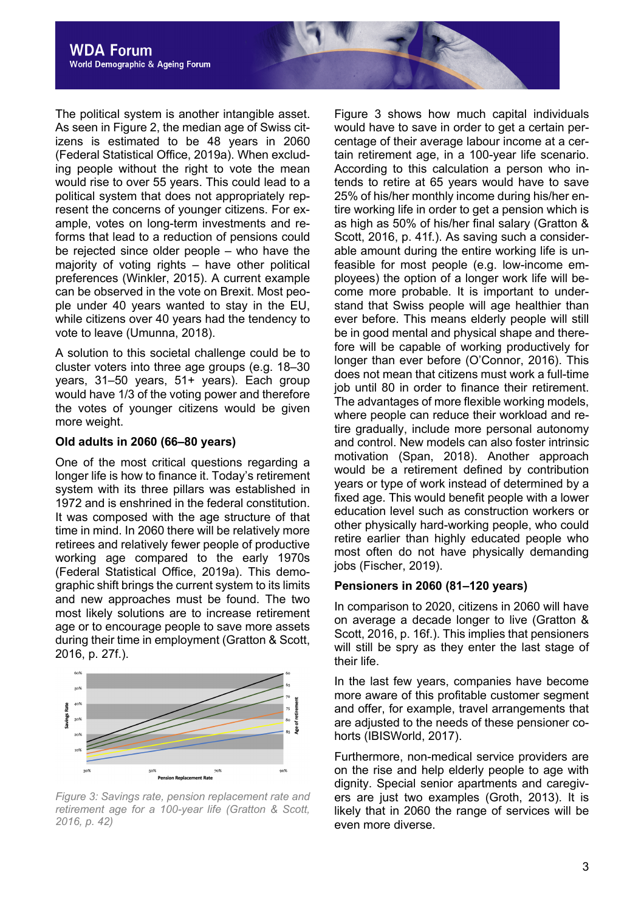The political system is another intangible asset. As seen in Figure 2, the median age of Swiss citizens is estimated to be 48 years in 2060 (Federal Statistical Office, 2019a). When excluding people without the right to vote the mean would rise to over 55 years. This could lead to a political system that does not appropriately represent the concerns of younger citizens. For example, votes on long-term investments and reforms that lead to a reduction of pensions could be rejected since older people – who have the majority of voting rights – have other political preferences (Winkler, 2015). A current example can be observed in the vote on Brexit. Most people under 40 years wanted to stay in the EU, while citizens over 40 years had the tendency to vote to leave (Umunna, 2018).

A solution to this societal challenge could be to cluster voters into three age groups (e.g. 18–30 years, 31–50 years, 51+ years). Each group would have 1/3 of the voting power and therefore the votes of younger citizens would be given more weight.

### Old adults in 2060 (66–80 years)

One of the most critical questions regarding a longer life is how to finance it. Today's retirement system with its three pillars was established in 1972 and is enshrined in the federal constitution. It was composed with the age structure of that time in mind. In 2060 there will be relatively more retirees and relatively fewer people of productive working age compared to the early 1970s (Federal Statistical Office, 2019a). This demographic shift brings the current system to its limits and new approaches must be found. The two most likely solutions are to increase retirement age or to encourage people to save more assets during their time in employment (Gratton & Scott, 2016, p. 27f.).

*Figure 3: Savings rate, pension replacement rate and retirement age for a 100-year life (Gratton & Scott, 2016, p. 42)*

Figure 3 shows how much capital individuals would have to save in order to get a certain percentage of their average labour income at a certain retirement age, in a 100-year life scenario. According to this calculation a person who intends to retire at 65 years would have to save 25% of his/her monthly income during his/her entire working life in order to get a pension which is as high as 50% of his/her final salary (Gratton & Scott, 2016, p. 41f.). As saving such a considerable amount during the entire working life is unfeasible for most people (e.g. low-income employees) the option of a longer work life will become more probable. It is important to understand that Swiss people will age healthier than ever before. This means elderly people will still be in good mental and physical shape and therefore will be capable of working productively for longer than ever before (O'Connor, 2016). This does not mean that citizens must work a full-time job until 80 in order to finance their retirement. The advantages of more flexible working models, where people can reduce their workload and retire gradually, include more personal autonomy and control. New models can also foster intrinsic motivation (Span, 2018). Another approach would be a retirement defined by contribution years or type of work instead of determined by a fixed age. This would benefit people with a lower education level such as construction workers or other physically hard-working people, who could retire earlier than highly educated people who most often do not have physically demanding jobs (Fischer, 2019).

### Pensioners in 2060 (81–120 years)

In comparison to 2020, citizens in 2060 will have on average a decade longer to live (Gratton & Scott, 2016, p. 16f.). This implies that pensioners will still be spry as they enter the last stage of their life.

In the last few years, companies have become more aware of this profitable customer segment and offer, for example, travel arrangements that are adjusted to the needs of these pensioner cohorts (IBISWorld, 2017).

Furthermore, non-medical service providers are on the rise and help elderly people to age with dignity. Special senior apartments and caregivers are just two examples (Groth, 2013). It is likely that in 2060 the range of services will be even more diverse.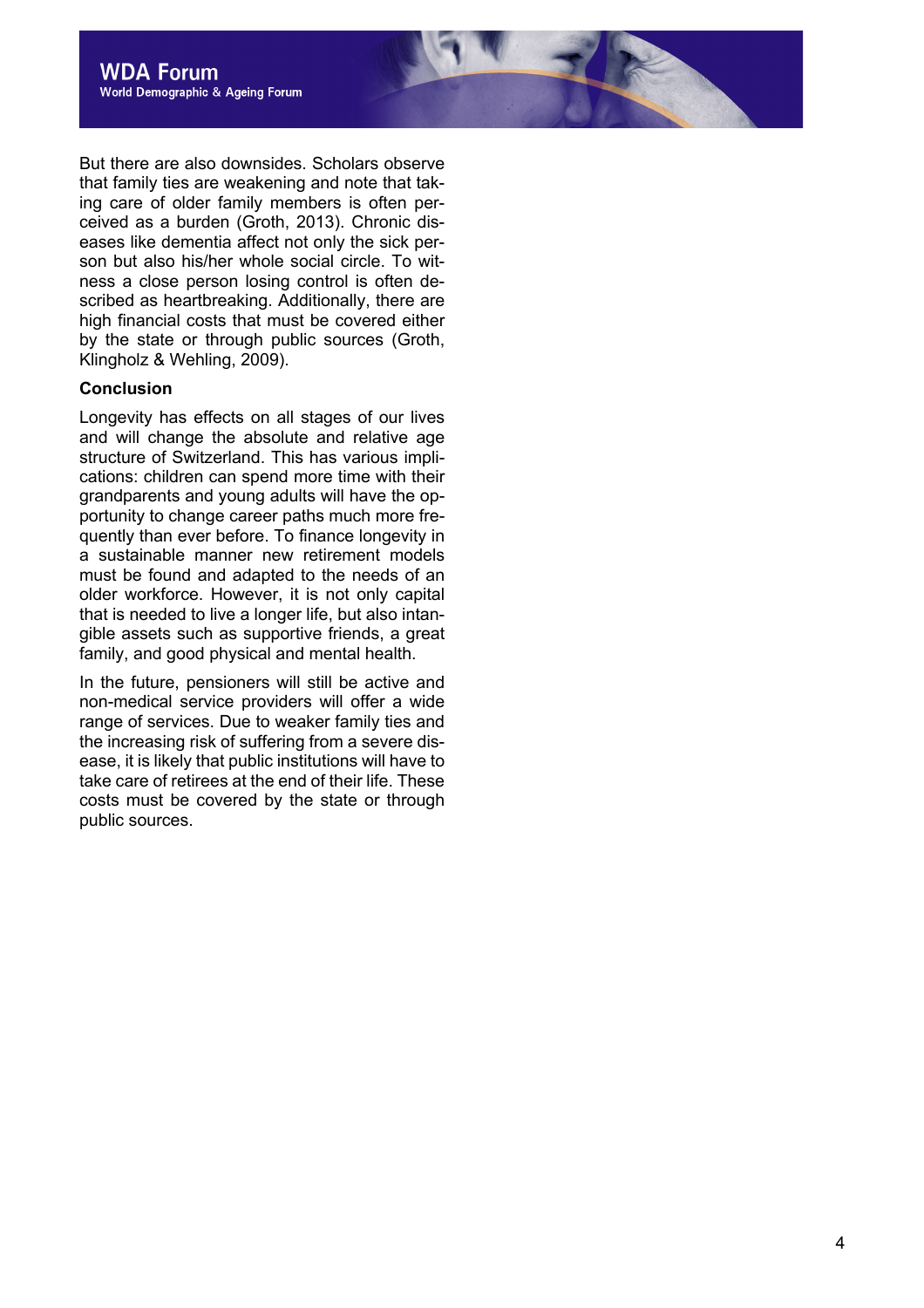But there are also downsides. Scholars observe that family ties are weakening and note that taking care of older family members is often perceived as a burden (Groth, 2013). Chronic diseases like dementia affect not only the sick person but also his/her whole social circle. To witness a close person losing control is often described as heartbreaking. Additionally, there are high financial costs that must be covered either by the state or through public sources (Groth, Klingholz & Wehling, 2009).

**Conclusion**

Longevity has effects on all stages of our lives and will change the absolute and relative age structure of Switzerland. This has various implications: children can spend more time with their grandparents and young adults will have the opportunity to change career paths much more frequently than ever before. To finance longevity in a sustainable manner new retirement models must be found and adapted to the needs of an older workforce. However, it is not only capital that is needed to live a longer life, but also intangible assets such as supportive friends, a great family, and good physical and mental health.

In the future, pensioners will still be active and non-medical service providers will offer a wide range of services. Due to weaker family ties and the increasing risk of suffering from a severe disease, it is likely that public institutions will have to take care of retirees at the end of their life. These costs must be covered by the state or through public sources.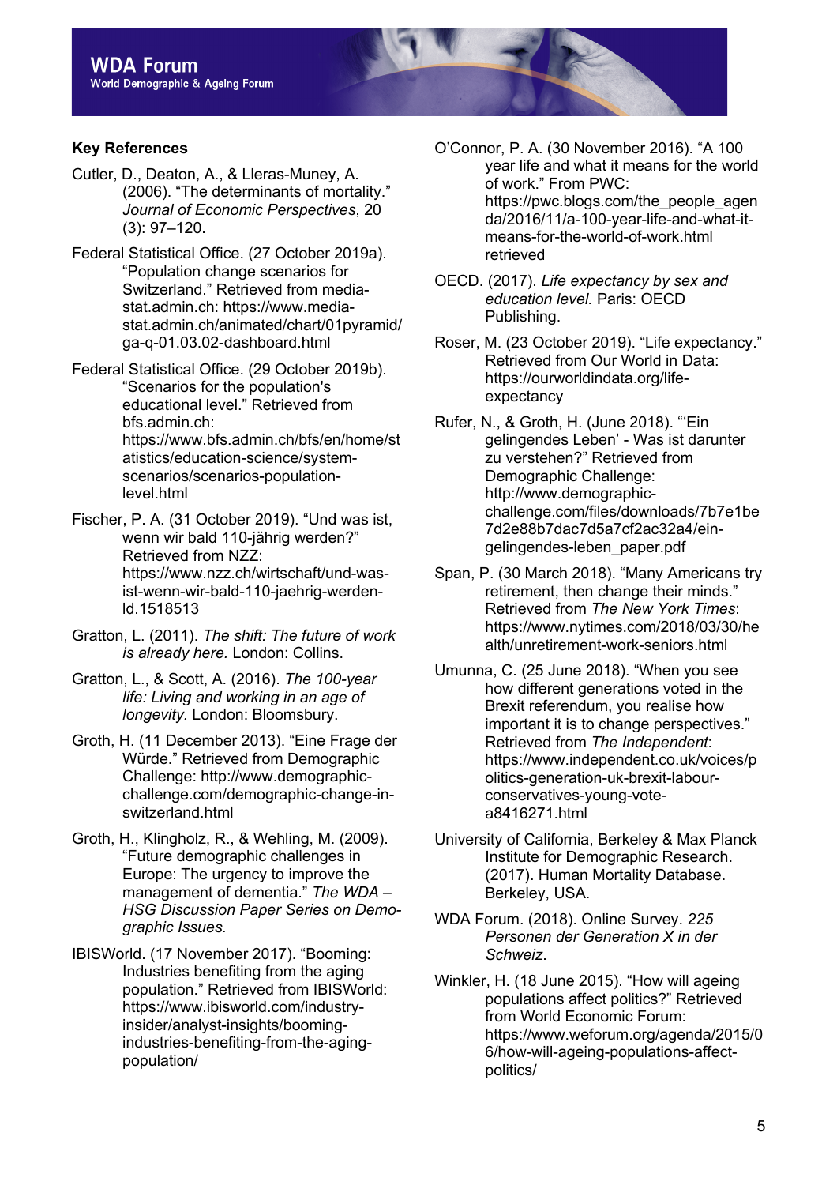### Key References

Cutler, D., Deaton, A., & Lleras-Muney, A. (2006). "The determinants of mortality." *Journal of Economic Perspectives*, 20 (3): 97–120.

Federal Statistical Office. (27 October 2019a). "Population change scenarios for Switzerland." Retrieved from media-stat.admin.ch: https://www.media-stat.admin.ch/animated/chart/01pyramid/ga-q-01.03.02-dashboard.html

Federal Statistical Office. (29 October 2019b). "Scenarios for the population's educational level." Retrieved from bfs.admin.ch: https://www.bfs.admin.ch/bfs/en/home/statistics/education-science/system-scenarios/scenarios-population-level.html

Fischer, P. A. (31 October 2019). "Und was ist, wenn wir bald 110-jährig werden?" Retrieved from NZZ: https://www.nzz.ch/wirtschaft/und-was-ist-wenn-wir-bald-110-jaehrig-werden-ld.1518513

Gratton, L. (2011). *The shift: The future of work is already here.* London: Collins.

Gratton, L., & Scott, A. (2016). *The 100-year life: Living and working in an age of longevity*. London: Bloomsbury.

Groth, H. (11 December 2013). "Eine Frage der Würde." Retrieved from Demographic Challenge: http://www.demographic-challenge.com/demographic-change-in-switzerland.html

Groth, H., Klingholz, R., & Wehling, M. (2009). "Future demographic challenges in Europe: The urgency to improve the management of dementia." *The WDA – HSG Discussion Paper Series on Demographic Issues.*

IBISWorld. (17 November 2017). "Booming: Industries benefiting from the aging population." Retrieved from IBISWorld: https://www.ibisworld.com/industry-insider/analyst-insights/booming-industries-benefiting-from-the-aging-population/

O'Connor, P. A. (30 November 2016). "A 100 year life and what it means for the world of work." From PWC: https://pwc.blogs.com/the_people_agenda/2016/11/a-100-year-life-and-what-it-means-for-the-world-of-work.html retrieved

OECD. (2017). *Life expectancy by sex and education level.* Paris: OECD Publishing.

Roser, M. (23 October 2019). "Life expectancy." Retrieved from Our World in Data: https://ourworldindata.org/life-expectancy

Rufer, N., & Groth, H. (June 2018). "'Ein gelingendes Leben' - Was ist darunter zu verstehen?" Retrieved from Demographic Challenge: http://www.demographic-challenge.com/files/downloads/7b7e1be7d2e88b7dac7d5a7cf2ac32a4/ein-gelingendes-leben_paper.pdf

Span, P. (30 March 2018). "Many Americans try retirement, then change their minds." Retrieved from *The New York Times*: https://www.nytimes.com/2018/03/30/health/unretirement-work-seniors.html

Umunna, C. (25 June 2018). "When you see how different generations voted in the Brexit referendum, you realise how important it is to change perspectives." Retrieved from *The Independent*: https://www.independent.co.uk/voices/politics-generation-uk-brexit-labour-conservatives-young-vote-a8416271.html

University of California, Berkeley & Max Planck Institute for Demographic Research. (2017). Human Mortality Database. Berkeley, USA.

WDA Forum. (2018). Online Survey. *225 Personen der Generation X in der Schweiz*.

Winkler, H. (18 June 2015). "How will ageing populations affect politics?" Retrieved from World Economic Forum: https://www.weforum.org/agenda/2015/06/how-will-ageing-populations-affect-politics/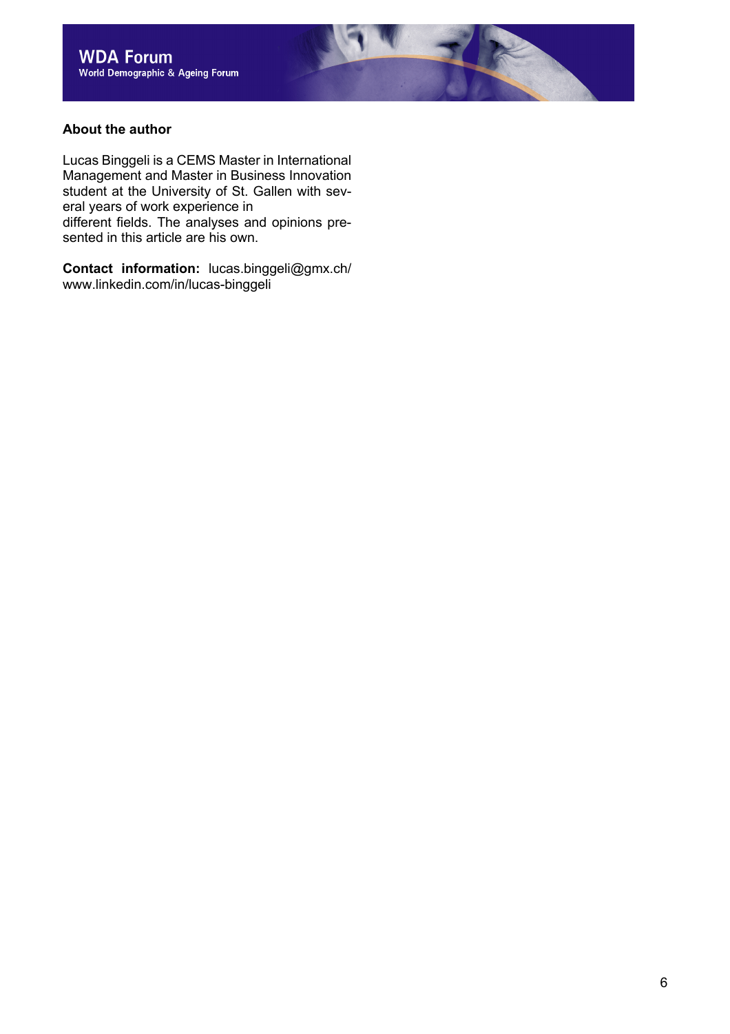**About the author**

Lucas Binggeli is a CEMS Master in International Management and Master in Business Innovation student at the University of St. Gallen with several years of work experience in different fields. The analyses and opinions presented in this article are his own.

**Contact information:** lucas.binggeli@gmx.ch/ www.linkedin.com/in/lucas-binggeli